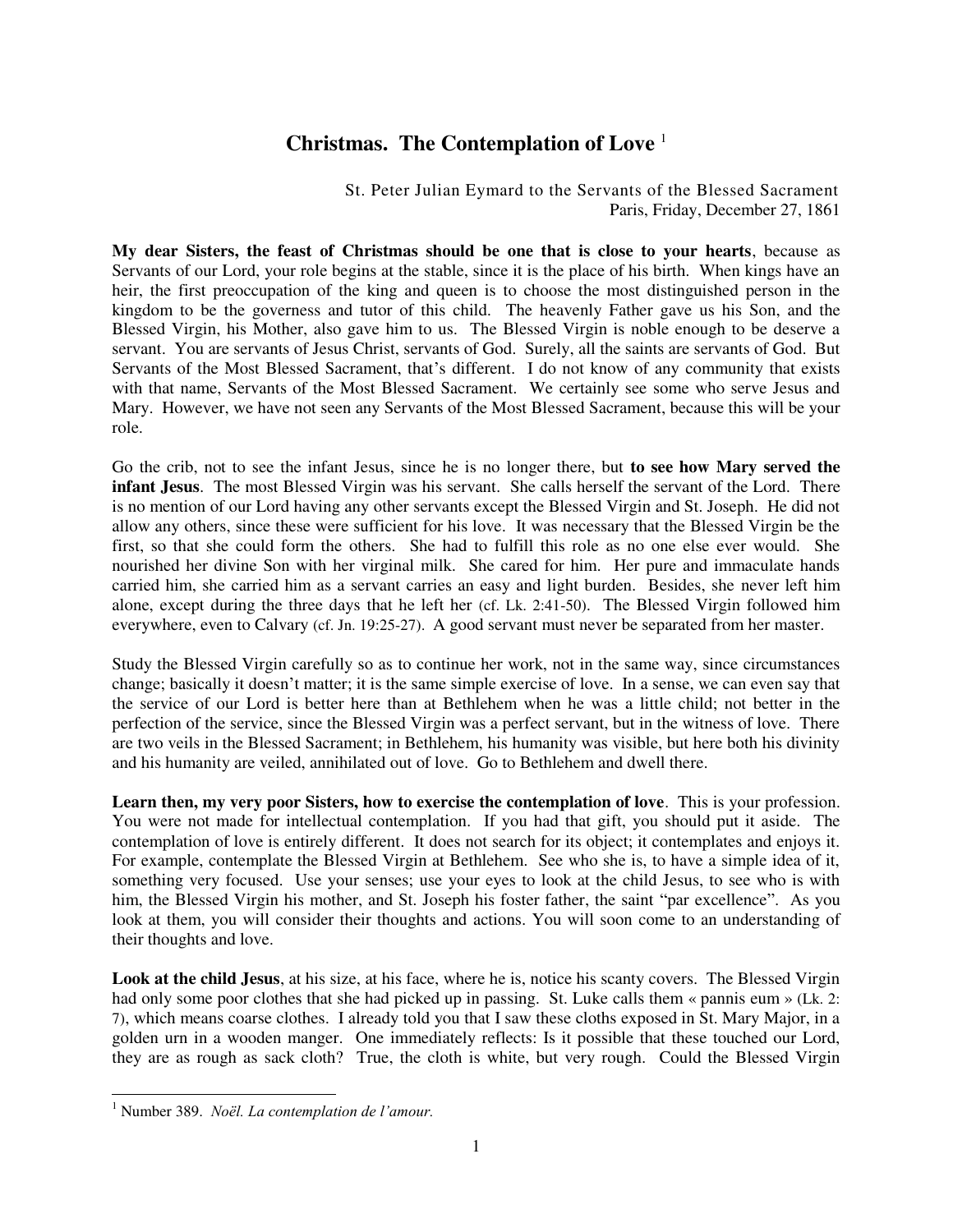# Christmas. The Contemplation of Love [1]

St. Peter Julian Eymard to the Servants of the Blessed Sacrament
Paris, Friday, December 27, 1861

**My dear Sisters, the feast of Christmas should be one that is close to your hearts**, because as Servants of our Lord, your role begins at the stable, since it is the place of his birth. When kings have an heir, the first preoccupation of the king and queen is to choose the most distinguished person in the kingdom to be the governess and tutor of this child. The heavenly Father gave us his Son, and the Blessed Virgin, his Mother, also gave him to us. The Blessed Virgin is noble enough to be deserve a servant. You are servants of Jesus Christ, servants of God. Surely, all the saints are servants of God. But Servants of the Most Blessed Sacrament, that's different. I do not know of any community that exists with that name, Servants of the Most Blessed Sacrament. We certainly see some who serve Jesus and Mary. However, we have not seen any Servants of the Most Blessed Sacrament, because this will be your role.

Go the crib, not to see the infant Jesus, since he is no longer there, but **to see how Mary served the infant Jesus**. The most Blessed Virgin was his servant. She calls herself the servant of the Lord. There is no mention of our Lord having any other servants except the Blessed Virgin and St. Joseph. He did not allow any others, since these were sufficient for his love. It was necessary that the Blessed Virgin be the first, so that she could form the others. She had to fulfill this role as no one else ever would. She nourished her divine Son with her virginal milk. She cared for him. Her pure and immaculate hands carried him, she carried him as a servant carries an easy and light burden. Besides, she never left him alone, except during the three days that he left her (cf. Lk. 2:41-50). The Blessed Virgin followed him everywhere, even to Calvary (cf. Jn. 19:25-27). A good servant must never be separated from her master.

Study the Blessed Virgin carefully so as to continue her work, not in the same way, since circumstances change; basically it doesn't matter; it is the same simple exercise of love. In a sense, we can even say that the service of our Lord is better here than at Bethlehem when he was a little child; not better in the perfection of the service, since the Blessed Virgin was a perfect servant, but in the witness of love. There are two veils in the Blessed Sacrament; in Bethlehem, his humanity was visible, but here both his divinity and his humanity are veiled, annihilated out of love. Go to Bethlehem and dwell there.

**Learn then, my very poor Sisters, how to exercise the contemplation of love**. This is your profession. You were not made for intellectual contemplation. If you had that gift, you should put it aside. The contemplation of love is entirely different. It does not search for its object; it contemplates and enjoys it. For example, contemplate the Blessed Virgin at Bethlehem. See who she is, to have a simple idea of it, something very focused. Use your senses; use your eyes to look at the child Jesus, to see who is with him, the Blessed Virgin his mother, and St. Joseph his foster father, the saint "par excellence". As you look at them, you will consider their thoughts and actions. You will soon come to an understanding of their thoughts and love.

**Look at the child Jesus**, at his size, at his face, where he is, notice his scanty covers. The Blessed Virgin had only some poor clothes that she had picked up in passing. St. Luke calls them « pannis eum » (Lk. 2: 7), which means coarse clothes. I already told you that I saw these cloths exposed in St. Mary Major, in a golden urn in a wooden manger. One immediately reflects: Is it possible that these touched our Lord, they are as rough as sack cloth? True, the cloth is white, but very rough. Could the Blessed Virgin

---

[1] Number 389. *Noël. La contemplation de l'amour.*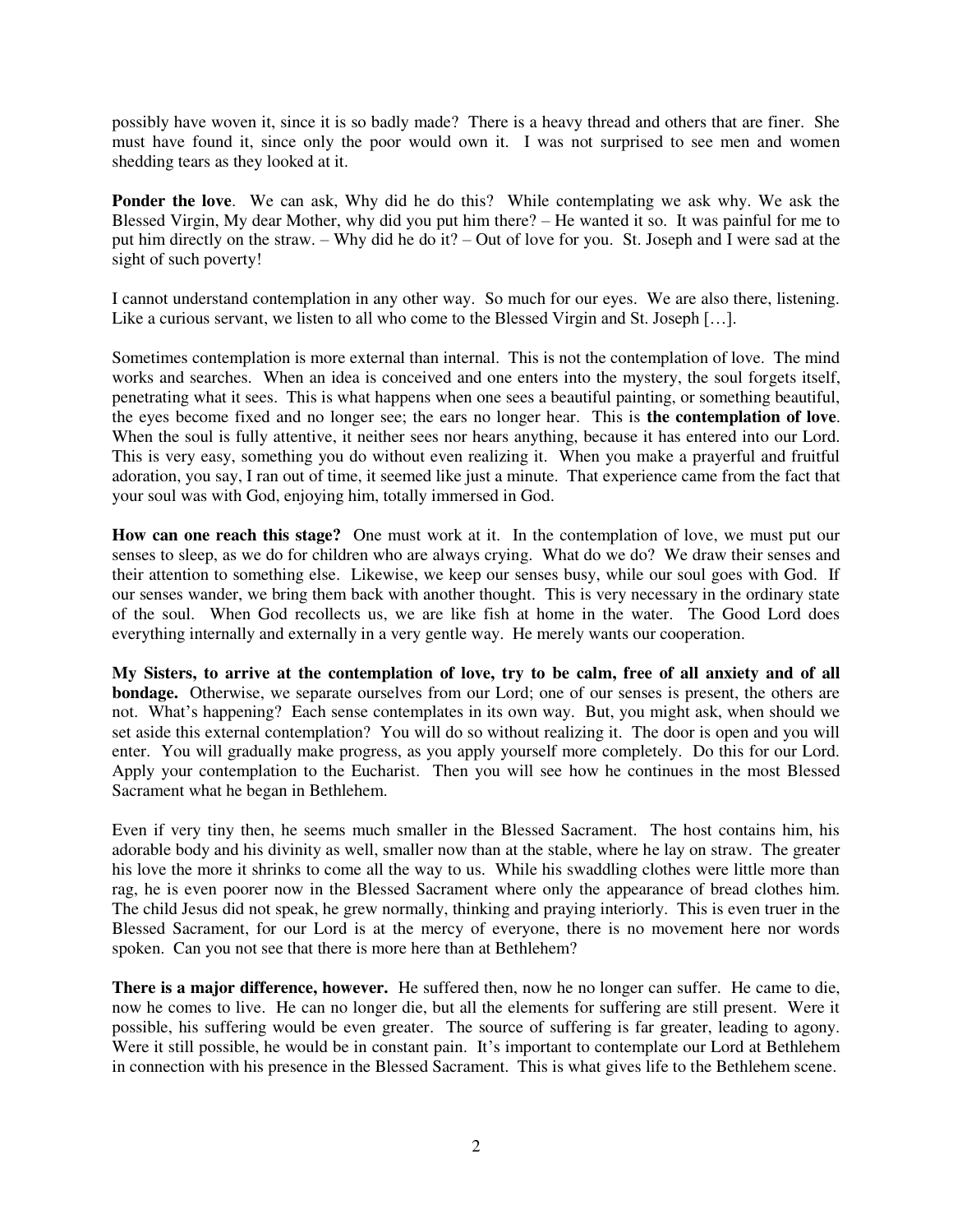possibly have woven it, since it is so badly made? There is a heavy thread and others that are finer. She must have found it, since only the poor would own it. I was not surprised to see men and women shedding tears as they looked at it.

**Ponder the love**. We can ask, Why did he do this? While contemplating we ask why. We ask the Blessed Virgin, My dear Mother, why did you put him there? – He wanted it so. It was painful for me to put him directly on the straw. – Why did he do it? – Out of love for you. St. Joseph and I were sad at the sight of such poverty!

I cannot understand contemplation in any other way. So much for our eyes. We are also there, listening. Like a curious servant, we listen to all who come to the Blessed Virgin and St. Joseph […].

Sometimes contemplation is more external than internal. This is not the contemplation of love. The mind works and searches. When an idea is conceived and one enters into the mystery, the soul forgets itself, penetrating what it sees. This is what happens when one sees a beautiful painting, or something beautiful, the eyes become fixed and no longer see; the ears no longer hear. This is **the contemplation of love**. When the soul is fully attentive, it neither sees nor hears anything, because it has entered into our Lord. This is very easy, something you do without even realizing it. When you make a prayerful and fruitful adoration, you say, I ran out of time, it seemed like just a minute. That experience came from the fact that your soul was with God, enjoying him, totally immersed in God.

**How can one reach this stage?** One must work at it. In the contemplation of love, we must put our senses to sleep, as we do for children who are always crying. What do we do? We draw their senses and their attention to something else. Likewise, we keep our senses busy, while our soul goes with God. If our senses wander, we bring them back with another thought. This is very necessary in the ordinary state of the soul. When God recollects us, we are like fish at home in the water. The Good Lord does everything internally and externally in a very gentle way. He merely wants our cooperation.

**My Sisters, to arrive at the contemplation of love, try to be calm, free of all anxiety and of all bondage.** Otherwise, we separate ourselves from our Lord; one of our senses is present, the others are not. What's happening? Each sense contemplates in its own way. But, you might ask, when should we set aside this external contemplation? You will do so without realizing it. The door is open and you will enter. You will gradually make progress, as you apply yourself more completely. Do this for our Lord. Apply your contemplation to the Eucharist. Then you will see how he continues in the most Blessed Sacrament what he began in Bethlehem.

Even if very tiny then, he seems much smaller in the Blessed Sacrament. The host contains him, his adorable body and his divinity as well, smaller now than at the stable, where he lay on straw. The greater his love the more it shrinks to come all the way to us. While his swaddling clothes were little more than rag, he is even poorer now in the Blessed Sacrament where only the appearance of bread clothes him. The child Jesus did not speak, he grew normally, thinking and praying interiorly. This is even truer in the Blessed Sacrament, for our Lord is at the mercy of everyone, there is no movement here nor words spoken. Can you not see that there is more here than at Bethlehem?

**There is a major difference, however.** He suffered then, now he no longer can suffer. He came to die, now he comes to live. He can no longer die, but all the elements for suffering are still present. Were it possible, his suffering would be even greater. The source of suffering is far greater, leading to agony. Were it still possible, he would be in constant pain. It's important to contemplate our Lord at Bethlehem in connection with his presence in the Blessed Sacrament. This is what gives life to the Bethlehem scene.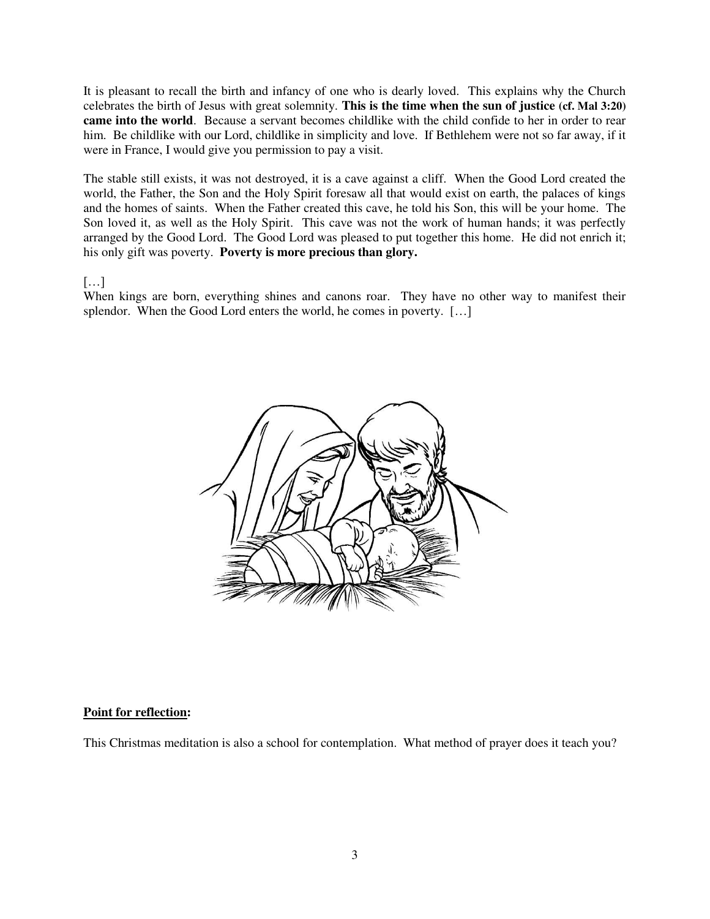It is pleasant to recall the birth and infancy of one who is dearly loved. This explains why the Church celebrates the birth of Jesus with great solemnity. **This is the time when the sun of justice (cf. Mal 3:20) came into the world**. Because a servant becomes childlike with the child confide to her in order to rear him. Be childlike with our Lord, childlike in simplicity and love. If Bethlehem were not so far away, if it were in France, I would give you permission to pay a visit.

The stable still exists, it was not destroyed, it is a cave against a cliff. When the Good Lord created the world, the Father, the Son and the Holy Spirit foresaw all that would exist on earth, the palaces of kings and the homes of saints. When the Father created this cave, he told his Son, this will be your home. The Son loved it, as well as the Holy Spirit. This cave was not the work of human hands; it was perfectly arranged by the Good Lord. The Good Lord was pleased to put together this home. He did not enrich it; his only gift was poverty. **Poverty is more precious than glory.**

[…]
When kings are born, everything shines and canons roar. They have no other way to manifest their splendor. When the Good Lord enters the world, he comes in poverty. […]

**Point for reflection:**

This Christmas meditation is also a school for contemplation. What method of prayer does it teach you?